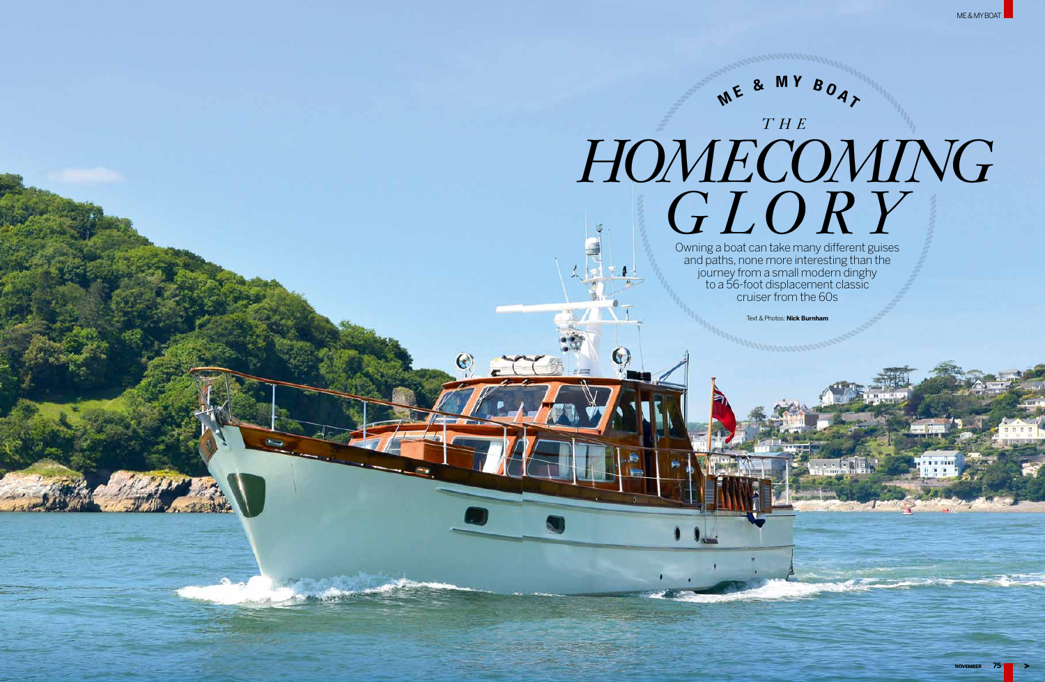ME & MY BOAT

# THE HOMECOMING GLORY

Owning a boat can take many different guises and paths, none more interesting than the journey from a small modern dinghy to a 56-foot displacement classic cruiser from the 60s

Text & Photos: **Nick Burnham**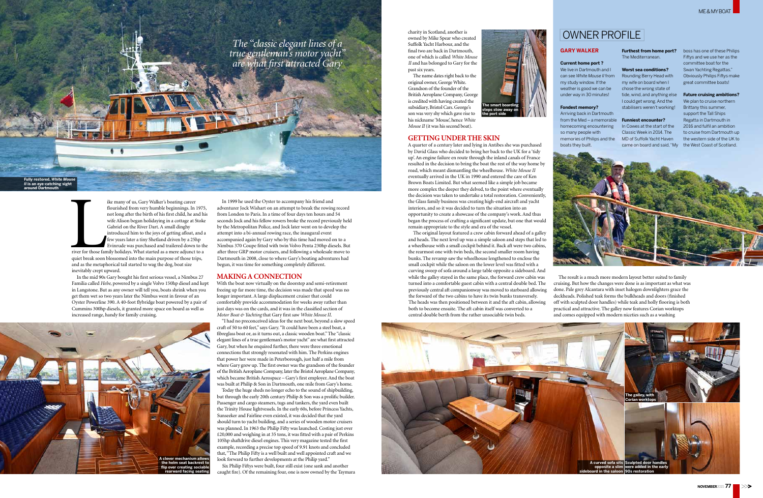*The "classic elegant lines of a true gentleman's motor yacht" are what first attracted Gary*

Fully restored, *White Mouse II* is an eye-catching sight around Dartmouth

Like many of us, Gary Walker's boating career flourished from very humble beginnings. In 1975, not long after the birth of his first child, he and his wife Alison began holidaying in a cottage at Stoke Gabriel on the River Dart. A small dinghy introduced him to the joys of getting afloat, and a few years later a tiny Shetland driven by a 25hp Evinrude was purchased and trailered down to the river for those family holidays. What started as a mere adjunct to a quiet break soon blossomed into the main purpose of those trips, and as the metaphorical tail started to wag the dog, boat size inevitably crept upward.

In the mid 90s Gary bought his first serious vessel, a Nimbus 27 Familia called *Hebe*, powered by a single Volvo 150hp diesel and kept in Langstone. But as any owner will tell you, boats shrink when you get them wet so two years later the Nimbus went in favour of an Oyster Powerline 390. A 40-foot flybridge boat powered by a pair of Cummins 300hp diesels, it granted more space on board as well as increased range, handy for family cruising.

In 1999 he used the Oyster to accompany his friend and adventurer Jock Wishart on an attempt to break the rowing record from London to Paris. In a time of four days ten hours and 54 seconds Jock and his fellow rowers broke the record previously held by the Metropolitan Police, and Jock later went on to develop the attempt into a bi-annual rowing race, the inaugural event accompanied again by Gary who by this time had moved on to a Nimbus 370 Coupe fitted with twin Volvo Penta 230hp diesels. But after three GRP motor cruisers, and following a wholesale move to Dartmouth in 2008, close to where Gary's boating adventures had begun, it was time for something completely different.

## MAKING A CONNECTION

With the boat now virtually on the doorstep and semi-retirement freeing up far more time, the decision was made that speed was no longer important. A large displacement cruiser that could comfortably provide accommodation for weeks away rather than just days was on the cards, and it was in the classified section of *Motor Boat & Yachting* that Gary first saw *White Mouse II*.

"I had no preconceived ideas for the next boat, beyond a slow speed craft of 50 to 60 feet," says Gary. "It could have been a steel boat, a fibreglass boat or, as it turns out, a classic wooden boat." The "classic elegant lines of a true gentleman's motor yacht" are what first attracted Gary, but when he enquired further, there were three emotional connections that strongly resonated with him. The Perkins engines that power her were made in Peterborough, just half a mile from where Gary grew up. The first owner was the grandson of the founder of the British Aeroplane Company, later the Bristol Aeroplane Company, which became British Aerospace – Gary's first employer. And the boat was built at Philip & Son in Dartmouth, one mile from Gary's home.

Today the huge sheds no longer echo to the sound of shipbuilding, but through the early 20th century Philip & Son was a prolific builder. Passenger and cargo steamers, tugs and tankers, the yard even built the Trinity House lightvessels. In the early 60s, before Princess Yachts, Sunseeker and Fairline even existed, it was decided that the yard should turn to yacht building, and a series of wooden motor cruisers was planned. In 1963 the Philip Fifty was launched. Costing just over £20,000 and weighing in at 35 tons, it was fitted with a pair of Perkins 105hp shaftdrive diesel engines. This very magazine tested the first example, recording a precise top speed of 9.91 knots and concluded that, "The Philip Fifty is a well built and well appointed craft and we look forward to further developments at the Philip yard."

Six Philip Fiftys were built, four still exist (one sank and another caught fire). Of the remaining four, one is now owned by the Taymara charity in Scotland, another is owned by Mike Spear who created Suffolk Yacht Harbour, and the final two are back in Dartmouth, one of which is called *White Mouse II* and has belonged to Gary for the past six years.

The name dates right back to the original owner, George White. Grandson of the founder of the British Aeroplane Company, George is credited with having created the subsidiary, Bristol Cars. George's son was very shy which gave rise to his nickname 'Mouse', hence *White Mouse II* (it was his second boat).

The smart boarding steps stow away on the port side

## GETTING UNDER THE SKIN

A quarter of a century later and lying in Antibes she was purchased by David Glass who decided to bring her back to the UK for a 'tidy up'. An engine failure en route through the inland canals of France resulted in the decision to bring the boat the rest of the way home by road, which meant dismantling the wheelhouse. *White Mouse II* eventually arrived in the UK in 1990 and entered the care of Ken Brown Boats Limited. But what seemed like a simple job became more complex the deeper they delved, to the point where eventually the decision was taken to undertake a total restoration. Conveniently, the Glass family business was creating high-end aircraft and yacht interiors, and so it was decided to turn the situation into an opportunity to create a showcase of the company's work. And thus began the process of crafting a significant update, but one that would remain appropriate to the style and era of the vessel.

The original layout featured a crew cabin forward ahead of a galley and heads. The next level up was a simple saloon and steps that led to a wheelhouse with a small cockpit behind it. Back aft were two cabins, the rearmost one with twin beds, the second smaller room having bunks. The revamp saw the wheelhouse lengthened to enclose the small cockpit while the saloon on the lower level was fitted with a curving sweep of sofa around a large table opposite a sideboard. And while the galley stayed in the same place, the forward crew cabin was turned into a comfortable guest cabin with a central double bed. The previously central aft companionway was moved to starboard allowing the forward of the two cabins to have its twin bunks transversely. The heads was then positioned between it and the aft cabin, allowing both to become ensuite. The aft cabin itself was converted to a central double berth from the rather unsociable twin beds.

The result is a much more modern layout better suited to family cruising. But how the changes were done is as important as what was done. Pale grey Alcantara with inset halogen downlighters grace the deckheads. Polished teak forms the bulkheads and doors (finished off with sculpted door handles) while teak and holly flooring is both practical and attractive. The galley now features Corian worktops and comes equipped with modern niceties such as a washing

A clever mechanism allows the helm seat backrest to flip over creating sociable rearward facing seating

A curved sofa sits opposite a slim sideboard in the saloon

The galley, with Corian worktops

Sculpted door handles were added in the early 90s restoration

# OWNER PROFILE

**GARY WALKER**

**Current home port?**
We live in Dartmouth and I can see *White Mouse II* from my study window. If the weather is good we can be under way in 30 minutes!

**Fondest memory?**
Arriving back in Dartmouth from the Med – a memorable homecoming encountering so many people with memories of Philips and the boats they built.

**Furthest from home port?**
The Mediterranean.

**Worst sea conditions?**
Rounding Berry Head with my wife on board when I chose the wrong state of tide, wind, and anything else I could get wrong. And the stabilisers weren't working!

**Funniest encounter?**
In Cowes at the start of the Classic Week in 2014. The MD of Suffolk Yacht Haven came on board and said, "My boss has one of these Philips Fiftys and we use her as the committee boat for the Swan Yachting Regattas." Obviously Philips Fiftys make great committee boats!

**Future cruising ambitions?**
We plan to cruise northern Brittany this summer, support the Tall Ships Regatta in Dartmouth in 2016 and fulfil an ambition to cruise from Dartmouth up the western side of the UK to the West Coast of Scotland.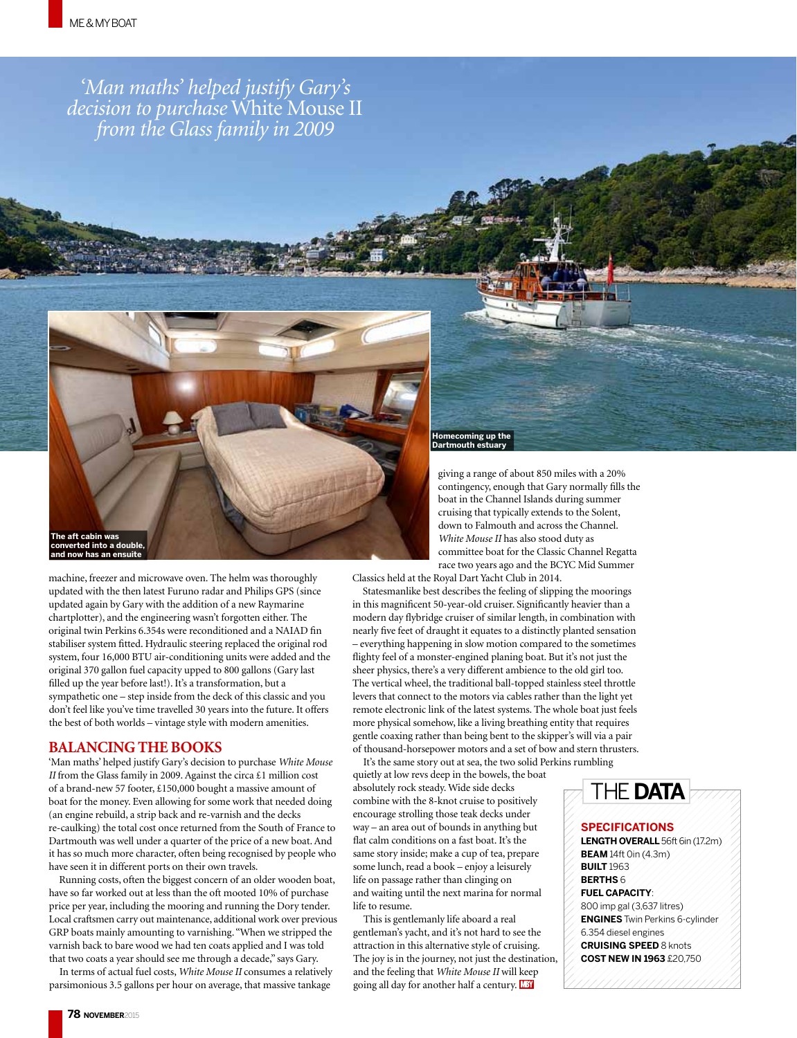*'Man maths' helped justify Gary's decision to purchase* White Mouse II *from the Glass family in 2009*

Homecoming up the Dartmouth estuary

The aft cabin was converted into a double, and now has an ensuite

machine, freezer and microwave oven. The helm was thoroughly updated with the then latest Furuno radar and Philips GPS (since updated again by Gary with the addition of a new Raymarine chartplotter), and the engineering wasn't forgotten either. The original twin Perkins 6.354s were reconditioned and a NAIAD fin stabiliser system fitted. Hydraulic steering replaced the original rod system, four 16,000 BTU air-conditioning units were added and the original 370 gallon fuel capacity upped to 800 gallons (Gary last filled up the year before last!). It's a transformation, but a sympathetic one – step inside from the deck of this classic and you don't feel like you've time travelled 30 years into the future. It offers the best of both worlds – vintage style with modern amenities.

## BALANCING THE BOOKS

'Man maths' helped justify Gary's decision to purchase *White Mouse II* from the Glass family in 2009. Against the circa £1 million cost of a brand-new 57 footer, £150,000 bought a massive amount of boat for the money. Even allowing for some work that needed doing (an engine rebuild, a strip back and re-varnish and the decks re-caulking) the total cost once returned from the South of France to Dartmouth was well under a quarter of the price of a new boat. And it has so much more character, often being recognised by people who have seen it in different ports on their own travels.

Running costs, often the biggest concern of an older wooden boat, have so far worked out at less than the oft mooted 10% of purchase price per year, including the mooring and running the Dory tender. Local craftsmen carry out maintenance, additional work over previous GRP boats mainly amounting to varnishing. "When we stripped the varnish back to bare wood we had ten coats applied and I was told that two coats a year should see me through a decade," says Gary.

In terms of actual fuel costs, *White Mouse II* consumes a relatively parsimonious 3.5 gallons per hour on average, that massive tankage giving a range of about 850 miles with a 20% contingency, enough that Gary normally fills the boat in the Channel Islands during summer cruising that typically extends to the Solent, down to Falmouth and across the Channel. *White Mouse II* has also stood duty as committee boat for the Classic Channel Regatta race two years ago and the BCYC Mid Summer Classics held at the Royal Dart Yacht Club in 2014.

Statesmanlike best describes the feeling of slipping the moorings in this magnificent 50-year-old cruiser. Significantly heavier than a modern day flybridge cruiser of similar length, in combination with nearly five feet of draught it equates to a distinctly planted sensation – everything happening in slow motion compared to the sometimes flighty feel of a monster-engined planing boat. But it's not just the sheer physics, there's a very different ambience to the old girl too. The vertical wheel, the traditional ball-topped stainless steel throttle levers that connect to the motors via cables rather than the light yet remote electronic link of the latest systems. The whole boat just feels more physical somehow, like a living breathing entity that requires gentle coaxing rather than being bent to the skipper's will via a pair of thousand-horsepower motors and a set of bow and stern thrusters.

It's the same story out at sea, the two solid Perkins rumbling quietly at low revs deep in the bowels, the boat absolutely rock steady. Wide side decks combine with the 8-knot cruise to positively encourage strolling those teak decks under way – an area out of bounds in anything but flat calm conditions on a fast boat. It's the same story inside; make a cup of tea, prepare some lunch, read a book – enjoy a leisurely life on passage rather than clinging on and waiting until the next marina for normal life to resume.

This is gentlemanly life aboard a real gentleman's yacht, and it's not hard to see the attraction in this alternative style of cruising. The joy is in the journey, not just the destination, and the feeling that *White Mouse II* will keep going all day for another half a century. MBY

## THE DATA

### SPECIFICATIONS

**LENGTH OVERALL** 56ft 6in (17.2m)
**BEAM** 14ft 0in (4.3m)
**BUILT** 1963
**BERTHS** 6
**FUEL CAPACITY**: 800 imp gal (3,637 litres)
**ENGINES** Twin Perkins 6-cylinder 6.354 diesel engines
**CRUISING SPEED** 8 knots
**COST NEW IN 1963** £20,750